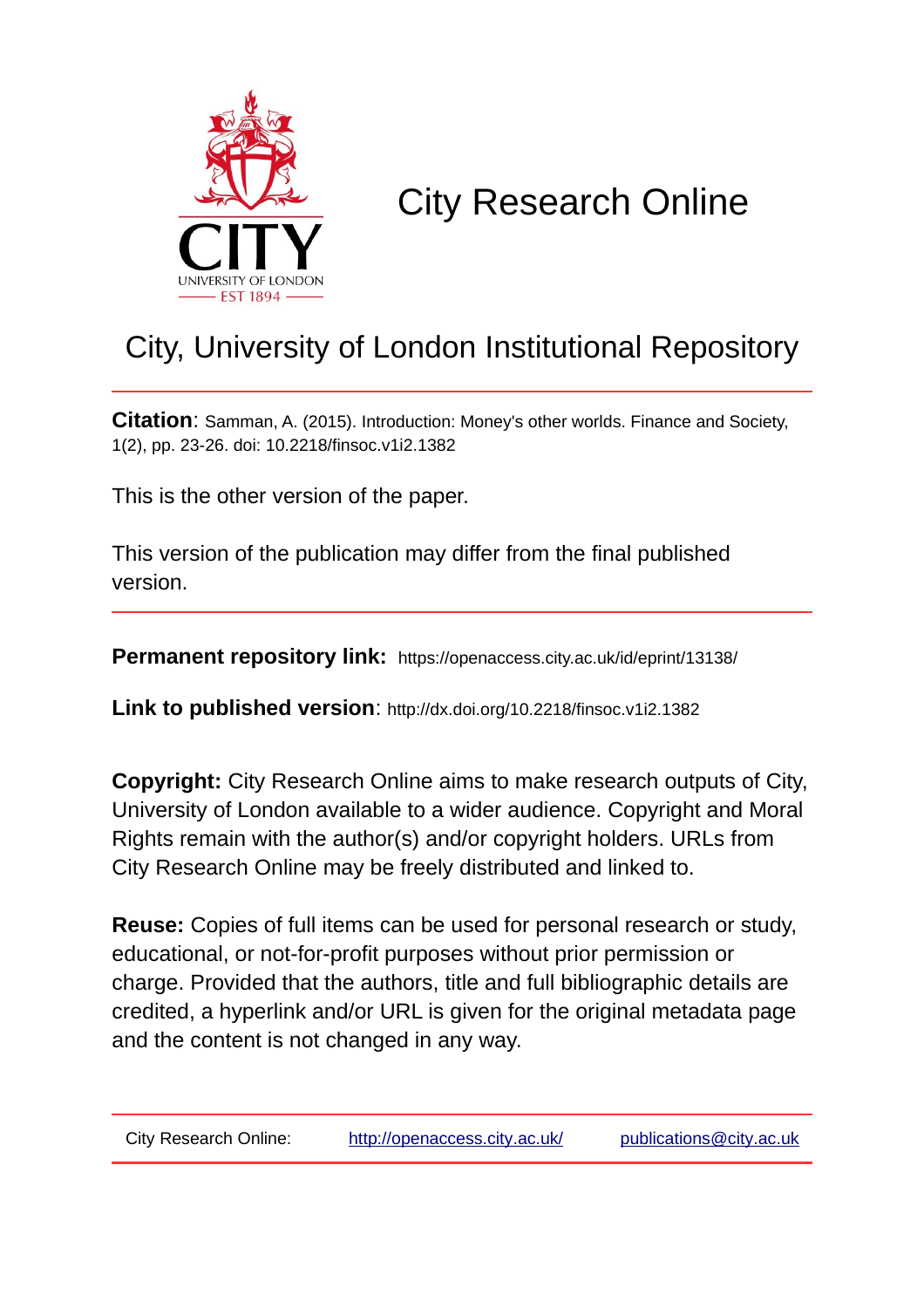# City Research Online

## City, University of London Institutional Repository

**Citation**: Samman, A. (2015). Introduction: Money's other worlds. Finance and Society, 1(2), pp. 23-26. doi: 10.2218/finsoc.v1i2.1382

This is the other version of the paper.

This version of the publication may differ from the final published version.

---

**Permanent repository link:** https://openaccess.city.ac.uk/id/eprint/13138/

**Link to published version**: http://dx.doi.org/10.2218/finsoc.v1i2.1382

**Copyright:** City Research Online aims to make research outputs of City, University of London available to a wider audience. Copyright and Moral Rights remain with the author(s) and/or copyright holders. URLs from City Research Online may be freely distributed and linked to.

**Reuse:** Copies of full items can be used for personal research or study, educational, or not-for-profit purposes without prior permission or charge. Provided that the authors, title and full bibliographic details are credited, a hyperlink and/or URL is given for the original metadata page and the content is not changed in any way.

---

City Research Online: http://openaccess.city.ac.uk/ publications@city.ac.uk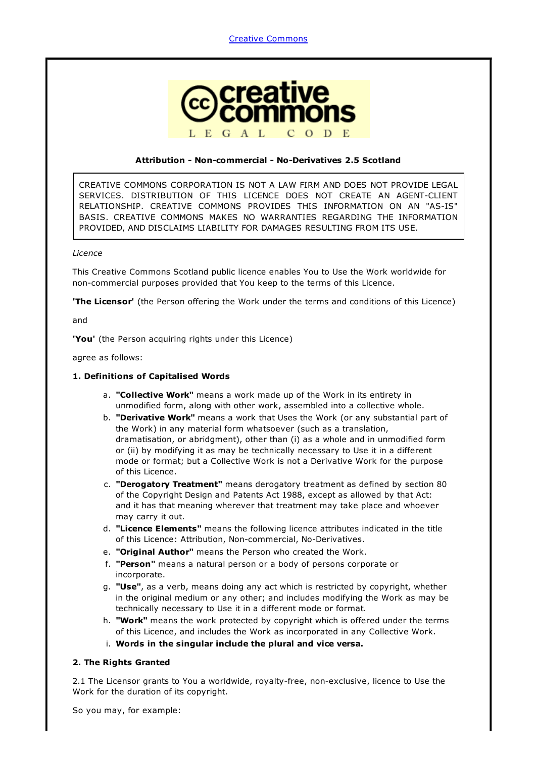Creative Commons

**Attribution - Non-commercial - No-Derivatives 2.5 Scotland**

CREATIVE COMMONS CORPORATION IS NOT A LAW FIRM AND DOES NOT PROVIDE LEGAL SERVICES. DISTRIBUTION OF THIS LICENCE DOES NOT CREATE AN AGENT-CLIENT RELATIONSHIP. CREATIVE COMMONS PROVIDES THIS INFORMATION ON AN "AS-IS" BASIS. CREATIVE COMMONS MAKES NO WARRANTIES REGARDING THE INFORMATION PROVIDED, AND DISCLAIMS LIABILITY FOR DAMAGES RESULTING FROM ITS USE.

*Licence*

This Creative Commons Scotland public licence enables You to Use the Work worldwide for non-commercial purposes provided that You keep to the terms of this Licence.

**'The Licensor'** (the Person offering the Work under the terms and conditions of this Licence)

and

**'You'** (the Person acquiring rights under this Licence)

agree as follows:

**1. Definitions of Capitalised Words**

a. **"Collective Work"** means a work made up of the Work in its entirety in unmodified form, along with other work, assembled into a collective whole.
b. **"Derivative Work"** means a work that Uses the Work (or any substantial part of the Work) in any material form whatsoever (such as a translation, dramatisation, or abridgment), other than (i) as a whole and in unmodified form or (ii) by modifying it as may be technically necessary to Use it in a different mode or format; but a Collective Work is not a Derivative Work for the purpose of this Licence.
c. **"Derogatory Treatment"** means derogatory treatment as defined by section 80 of the Copyright Design and Patents Act 1988, except as allowed by that Act: and it has that meaning wherever that treatment may take place and whoever may carry it out.
d. **"Licence Elements"** means the following licence attributes indicated in the title of this Licence: Attribution, Non-commercial, No-Derivatives.
e. **"Original Author"** means the Person who created the Work.
f. **"Person"** means a natural person or a body of persons corporate or incorporate.
g. **"Use"**, as a verb, means doing any act which is restricted by copyright, whether in the original medium or any other; and includes modifying the Work as may be technically necessary to Use it in a different mode or format.
h. **"Work"** means the work protected by copyright which is offered under the terms of this Licence, and includes the Work as incorporated in any Collective Work.
i. **Words in the singular include the plural and vice versa.**

**2. The Rights Granted**

2.1 The Licensor grants to You a worldwide, royalty-free, non-exclusive, licence to Use the Work for the duration of its copyright.

So you may, for example: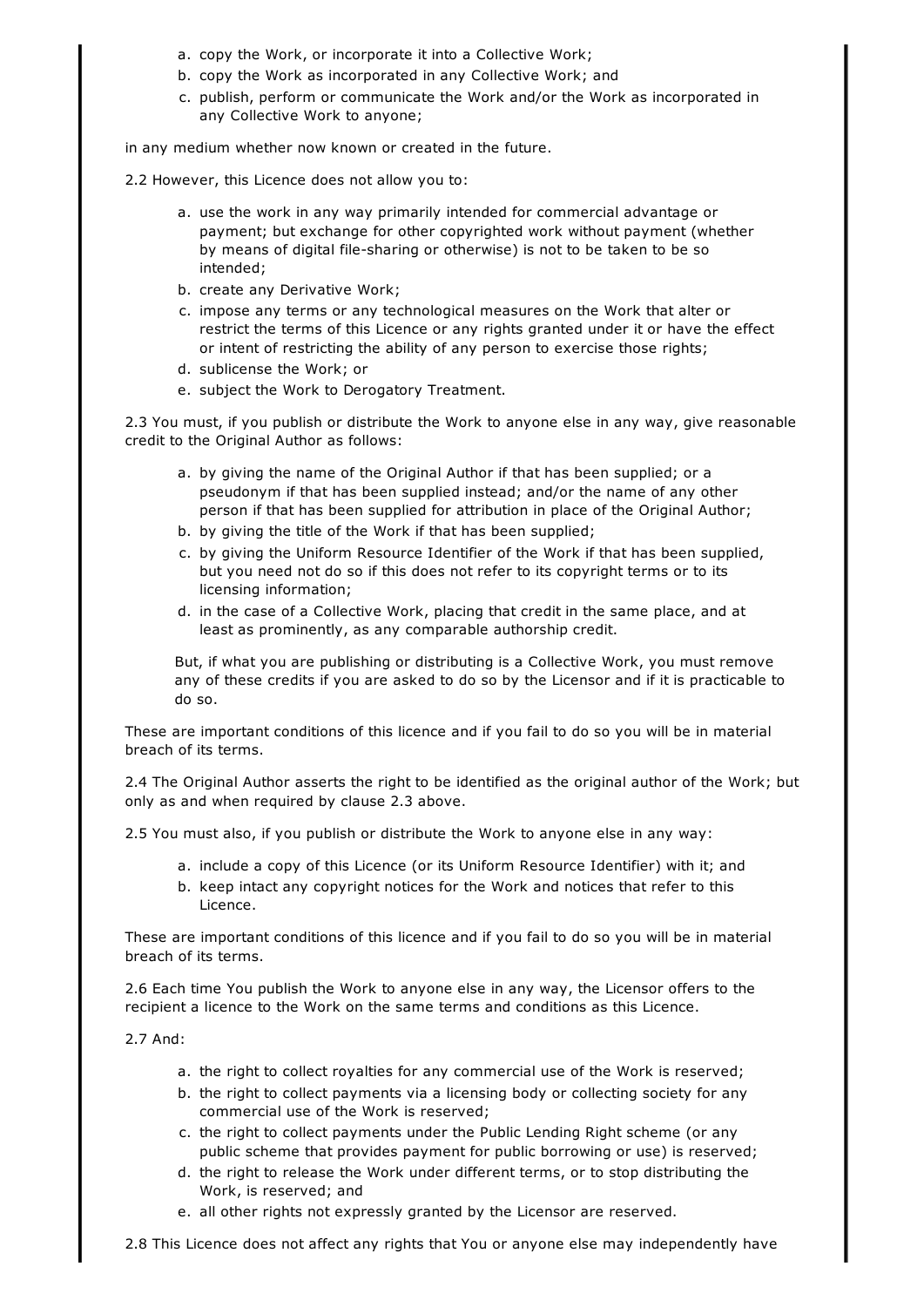a. copy the Work, or incorporate it into a Collective Work;
b. copy the Work as incorporated in any Collective Work; and
c. publish, perform or communicate the Work and/or the Work as incorporated in any Collective Work to anyone;

in any medium whether now known or created in the future.

2.2 However, this Licence does not allow you to:

a. use the work in any way primarily intended for commercial advantage or payment; but exchange for other copyrighted work without payment (whether by means of digital file-sharing or otherwise) is not to be taken to be so intended;
b. create any Derivative Work;
c. impose any terms or any technological measures on the Work that alter or restrict the terms of this Licence or any rights granted under it or have the effect or intent of restricting the ability of any person to exercise those rights;
d. sublicense the Work; or
e. subject the Work to Derogatory Treatment.

2.3 You must, if you publish or distribute the Work to anyone else in any way, give reasonable credit to the Original Author as follows:

a. by giving the name of the Original Author if that has been supplied; or a pseudonym if that has been supplied instead; and/or the name of any other person if that has been supplied for attribution in place of the Original Author;
b. by giving the title of the Work if that has been supplied;
c. by giving the Uniform Resource Identifier of the Work if that has been supplied, but you need not do so if this does not refer to its copyright terms or to its licensing information;
d. in the case of a Collective Work, placing that credit in the same place, and at least as prominently, as any comparable authorship credit.

But, if what you are publishing or distributing is a Collective Work, you must remove any of these credits if you are asked to do so by the Licensor and if it is practicable to do so.

These are important conditions of this licence and if you fail to do so you will be in material breach of its terms.

2.4 The Original Author asserts the right to be identified as the original author of the Work; but only as and when required by clause 2.3 above.

2.5 You must also, if you publish or distribute the Work to anyone else in any way:

a. include a copy of this Licence (or its Uniform Resource Identifier) with it; and
b. keep intact any copyright notices for the Work and notices that refer to this Licence.

These are important conditions of this licence and if you fail to do so you will be in material breach of its terms.

2.6 Each time You publish the Work to anyone else in any way, the Licensor offers to the recipient a licence to the Work on the same terms and conditions as this Licence.

2.7 And:

a. the right to collect royalties for any commercial use of the Work is reserved;
b. the right to collect payments via a licensing body or collecting society for any commercial use of the Work is reserved;
c. the right to collect payments under the Public Lending Right scheme (or any public scheme that provides payment for public borrowing or use) is reserved;
d. the right to release the Work under different terms, or to stop distributing the Work, is reserved; and
e. all other rights not expressly granted by the Licensor are reserved.

2.8 This Licence does not affect any rights that You or anyone else may independently have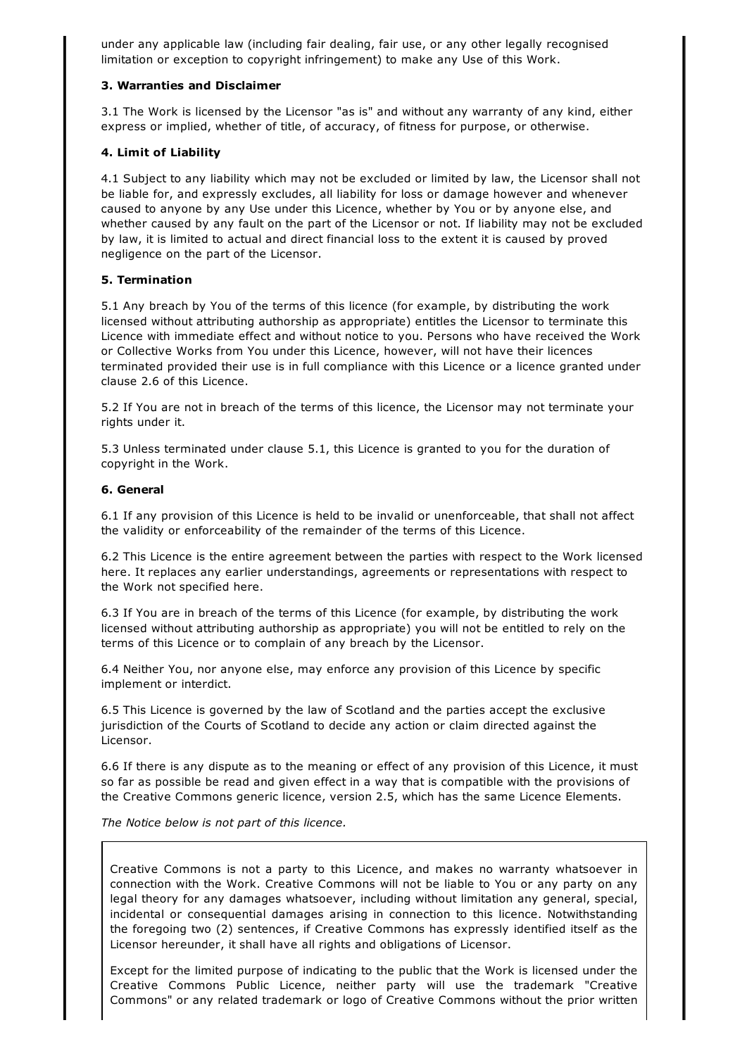under any applicable law (including fair dealing, fair use, or any other legally recognised limitation or exception to copyright infringement) to make any Use of this Work.

**3. Warranties and Disclaimer**

3.1 The Work is licensed by the Licensor "as is" and without any warranty of any kind, either express or implied, whether of title, of accuracy, of fitness for purpose, or otherwise.

**4. Limit of Liability**

4.1 Subject to any liability which may not be excluded or limited by law, the Licensor shall not be liable for, and expressly excludes, all liability for loss or damage however and whenever caused to anyone by any Use under this Licence, whether by You or by anyone else, and whether caused by any fault on the part of the Licensor or not. If liability may not be excluded by law, it is limited to actual and direct financial loss to the extent it is caused by proved negligence on the part of the Licensor.

**5. Termination**

5.1 Any breach by You of the terms of this licence (for example, by distributing the work licensed without attributing authorship as appropriate) entitles the Licensor to terminate this Licence with immediate effect and without notice to you. Persons who have received the Work or Collective Works from You under this Licence, however, will not have their licences terminated provided their use is in full compliance with this Licence or a licence granted under clause 2.6 of this Licence.

5.2 If You are not in breach of the terms of this licence, the Licensor may not terminate your rights under it.

5.3 Unless terminated under clause 5.1, this Licence is granted to you for the duration of copyright in the Work.

**6. General**

6.1 If any provision of this Licence is held to be invalid or unenforceable, that shall not affect the validity or enforceability of the remainder of the terms of this Licence.

6.2 This Licence is the entire agreement between the parties with respect to the Work licensed here. It replaces any earlier understandings, agreements or representations with respect to the Work not specified here.

6.3 If You are in breach of the terms of this Licence (for example, by distributing the work licensed without attributing authorship as appropriate) you will not be entitled to rely on the terms of this Licence or to complain of any breach by the Licensor.

6.4 Neither You, nor anyone else, may enforce any provision of this Licence by specific implement or interdict.

6.5 This Licence is governed by the law of Scotland and the parties accept the exclusive jurisdiction of the Courts of Scotland to decide any action or claim directed against the Licensor.

6.6 If there is any dispute as to the meaning or effect of any provision of this Licence, it must so far as possible be read and given effect in a way that is compatible with the provisions of the Creative Commons generic licence, version 2.5, which has the same Licence Elements.

*The Notice below is not part of this licence.*

Creative Commons is not a party to this Licence, and makes no warranty whatsoever in connection with the Work. Creative Commons will not be liable to You or any party on any legal theory for any damages whatsoever, including without limitation any general, special, incidental or consequential damages arising in connection to this licence. Notwithstanding the foregoing two (2) sentences, if Creative Commons has expressly identified itself as the Licensor hereunder, it shall have all rights and obligations of Licensor.

Except for the limited purpose of indicating to the public that the Work is licensed under the Creative Commons Public Licence, neither party will use the trademark "Creative Commons" or any related trademark or logo of Creative Commons without the prior written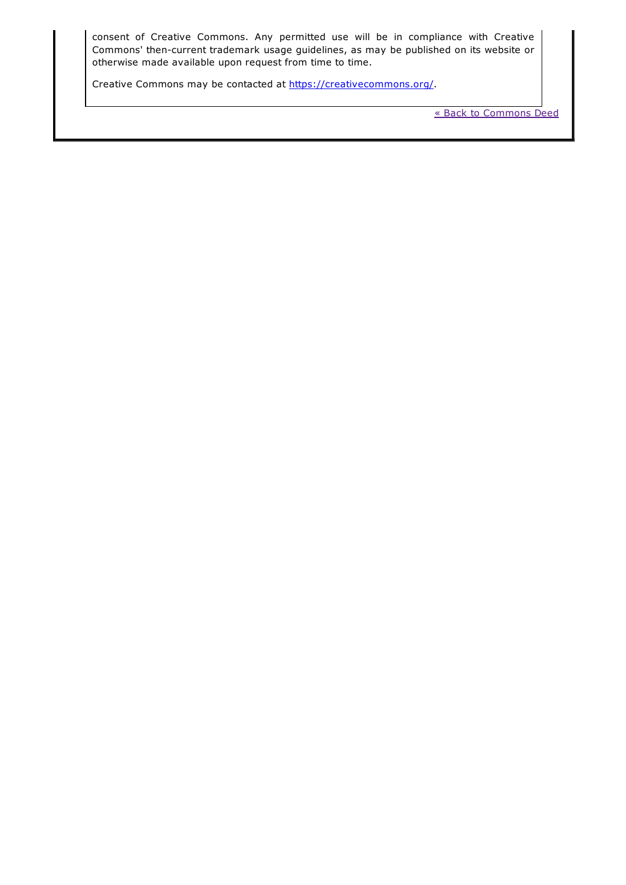consent of Creative Commons. Any permitted use will be in compliance with Creative Commons' then-current trademark usage guidelines, as may be published on its website or otherwise made available upon request from time to time.

Creative Commons may be contacted at [https://creativecommons.org/](https://creativecommons.org/).

[« Back to Commons Deed]()